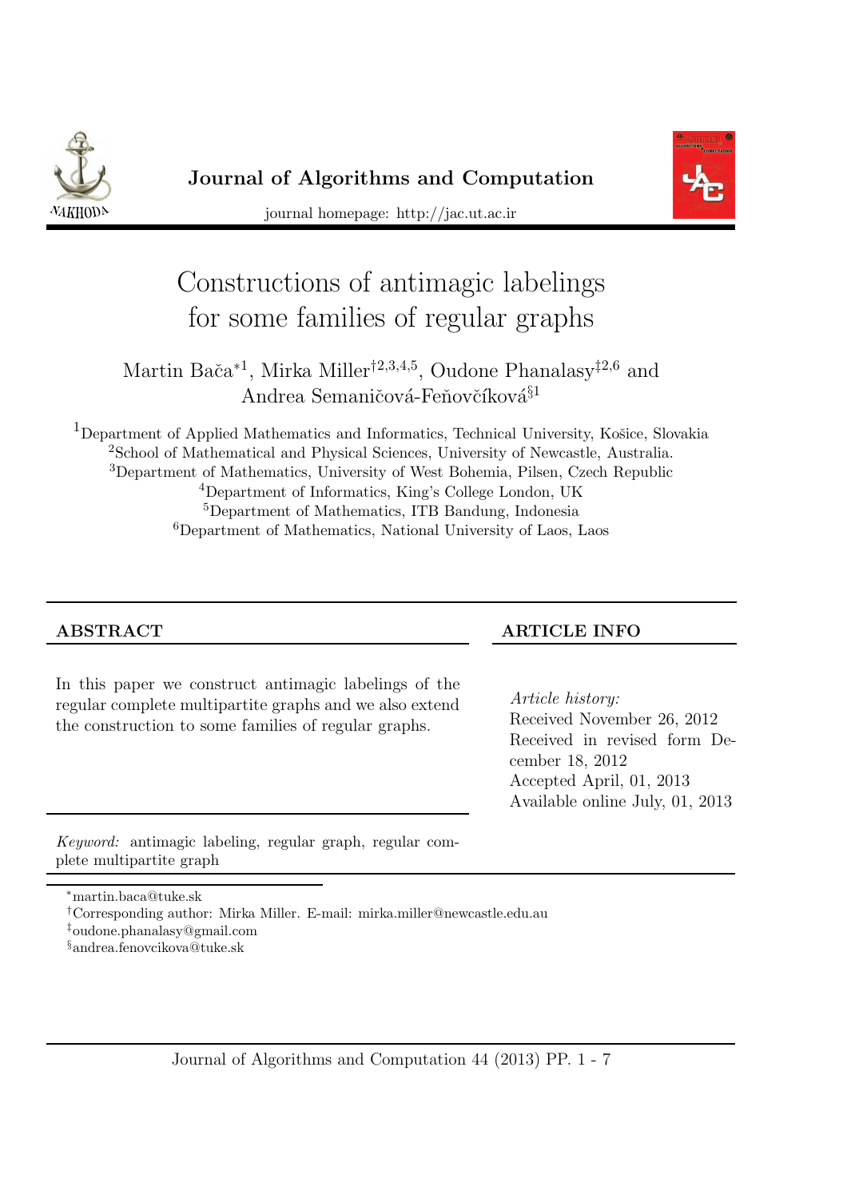**Journal of Algorithms and Computation**

journal homepage: http://jac.ut.ac.ir

# Constructions of antimagic labelings for some families of regular graphs

Martin Bača*[1], Mirka Miller†[2,3,4,5], Oudone Phanalasy‡[2,6] and Andrea Semaničová-Feňovčíková§[1]

[1]Department of Applied Mathematics and Informatics, Technical University, Košice, Slovakia
[2]School of Mathematical and Physical Sciences, University of Newcastle, Australia.
[3]Department of Mathematics, University of West Bohemia, Pilsen, Czech Republic
[4]Department of Informatics, King's College London, UK
[5]Department of Mathematics, ITB Bandung, Indonesia
[6]Department of Mathematics, National University of Laos, Laos

## ABSTRACT

In this paper we construct antimagic labelings of the regular complete multipartite graphs and we also extend the construction to some families of regular graphs.

*Keyword:* antimagic labeling, regular graph, regular complete multipartite graph

## ARTICLE INFO

*Article history:*
Received November 26, 2012
Received in revised form December 18, 2012
Accepted April, 01, 2013
Available online July, 01, 2013

*martin.baca@tuke.sk
†Corresponding author: Mirka Miller. E-mail: mirka.miller@newcastle.edu.au
‡oudone.phanalasy@gmail.com
§andrea.fenovcikova@tuke.sk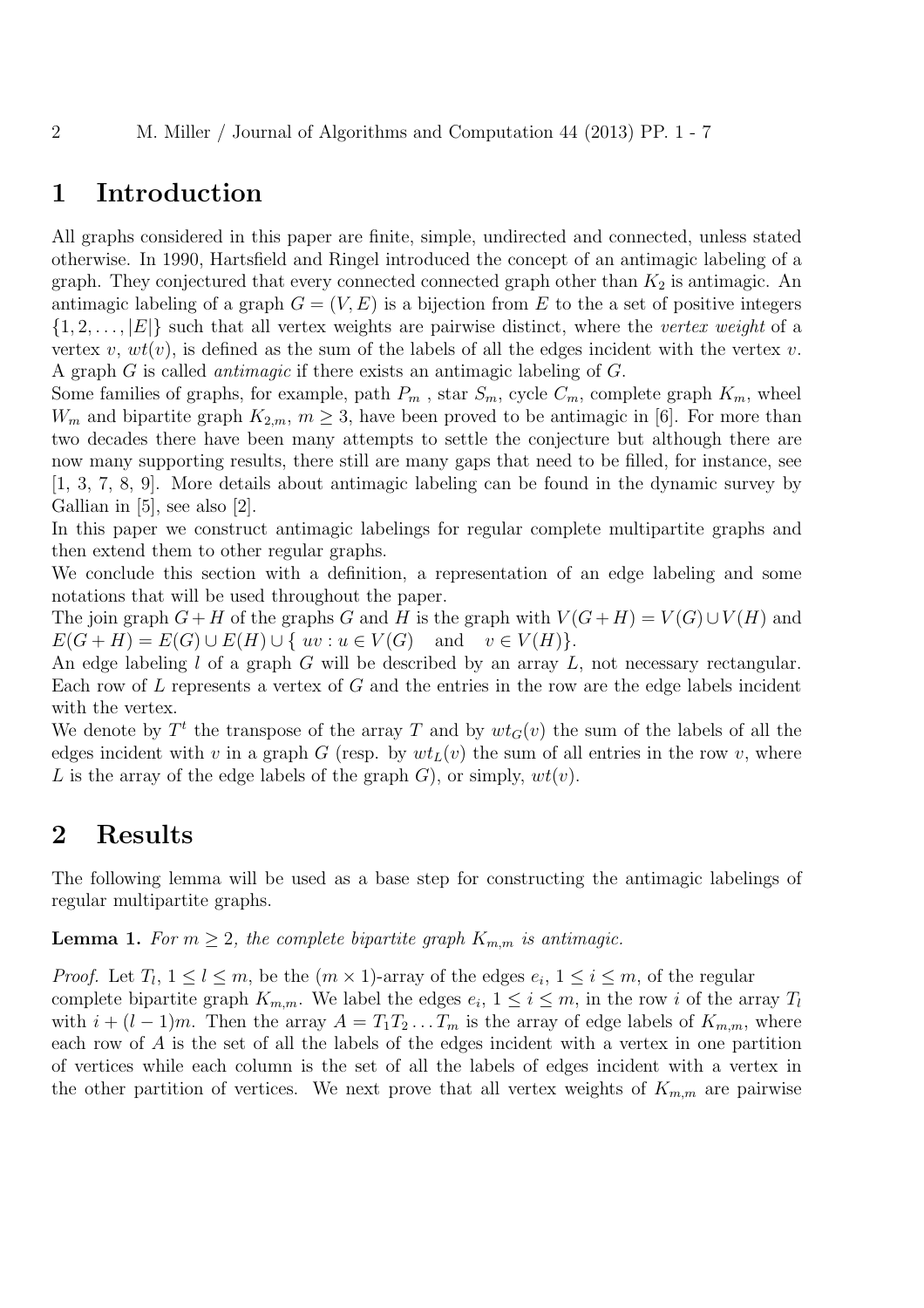# 1 Introduction

All graphs considered in this paper are finite, simple, undirected and connected, unless stated otherwise. In 1990, Hartsfield and Ringel introduced the concept of an antimagic labeling of a graph. They conjectured that every connected connected graph other than $K_2$ is antimagic. An antimagic labeling of a graph $G = (V, E)$ is a bijection from $E$ to the a set of positive integers $\{1, 2, \ldots, |E|\}$ such that all vertex weights are pairwise distinct, where the *vertex weight* of a vertex $v$, $wt(v)$, is defined as the sum of the labels of all the edges incident with the vertex $v$. A graph $G$ is called *antimagic* if there exists an antimagic labeling of $G$.

Some families of graphs, for example, path $P_m$ , star $S_m$, cycle $C_m$, complete graph $K_m$, wheel $W_m$ and bipartite graph $K_{2,m}$, $m \geq 3$, have been proved to be antimagic in [6]. For more than two decades there have been many attempts to settle the conjecture but although there are now many supporting results, there still are many gaps that need to be filled, for instance, see [1, 3, 7, 8, 9]. More details about antimagic labeling can be found in the dynamic survey by Gallian in [5], see also [2].

In this paper we construct antimagic labelings for regular complete multipartite graphs and then extend them to other regular graphs.

We conclude this section with a definition, a representation of an edge labeling and some notations that will be used throughout the paper.

The join graph $G+H$ of the graphs $G$ and $H$ is the graph with $V(G+H) = V(G) \cup V(H)$ and $E(G+H) = E(G) \cup E(H) \cup \{\, uv : u \in V(G) \quad \text{and} \quad v \in V(H)\}$.

An edge labeling $l$ of a graph $G$ will be described by an array $L$, not necessary rectangular. Each row of $L$ represents a vertex of $G$ and the entries in the row are the edge labels incident with the vertex.

We denote by $T^t$ the transpose of the array $T$ and by $wt_G(v)$ the sum of the labels of all the edges incident with $v$ in a graph $G$ (resp. by $wt_L(v)$ the sum of all entries in the row $v$, where $L$ is the array of the edge labels of the graph $G$), or simply, $wt(v)$.

# 2 Results

The following lemma will be used as a base step for constructing the antimagic labelings of regular multipartite graphs.

**Lemma 1.** *For $m \geq 2$, the complete bipartite graph $K_{m,m}$ is antimagic.*

*Proof.* Let $T_l$, $1 \leq l \leq m$, be the $(m \times 1)$-array of the edges $e_i$, $1 \leq i \leq m$, of the regular complete bipartite graph $K_{m,m}$. We label the edges $e_i$, $1 \leq i \leq m$, in the row $i$ of the array $T_l$ with $i + (l-1)m$. Then the array $A = T_1 T_2 \ldots T_m$ is the array of edge labels of $K_{m,m}$, where each row of $A$ is the set of all the labels of the edges incident with a vertex in one partition of vertices while each column is the set of all the labels of edges incident with a vertex in the other partition of vertices. We next prove that all vertex weights of $K_{m,m}$ are pairwise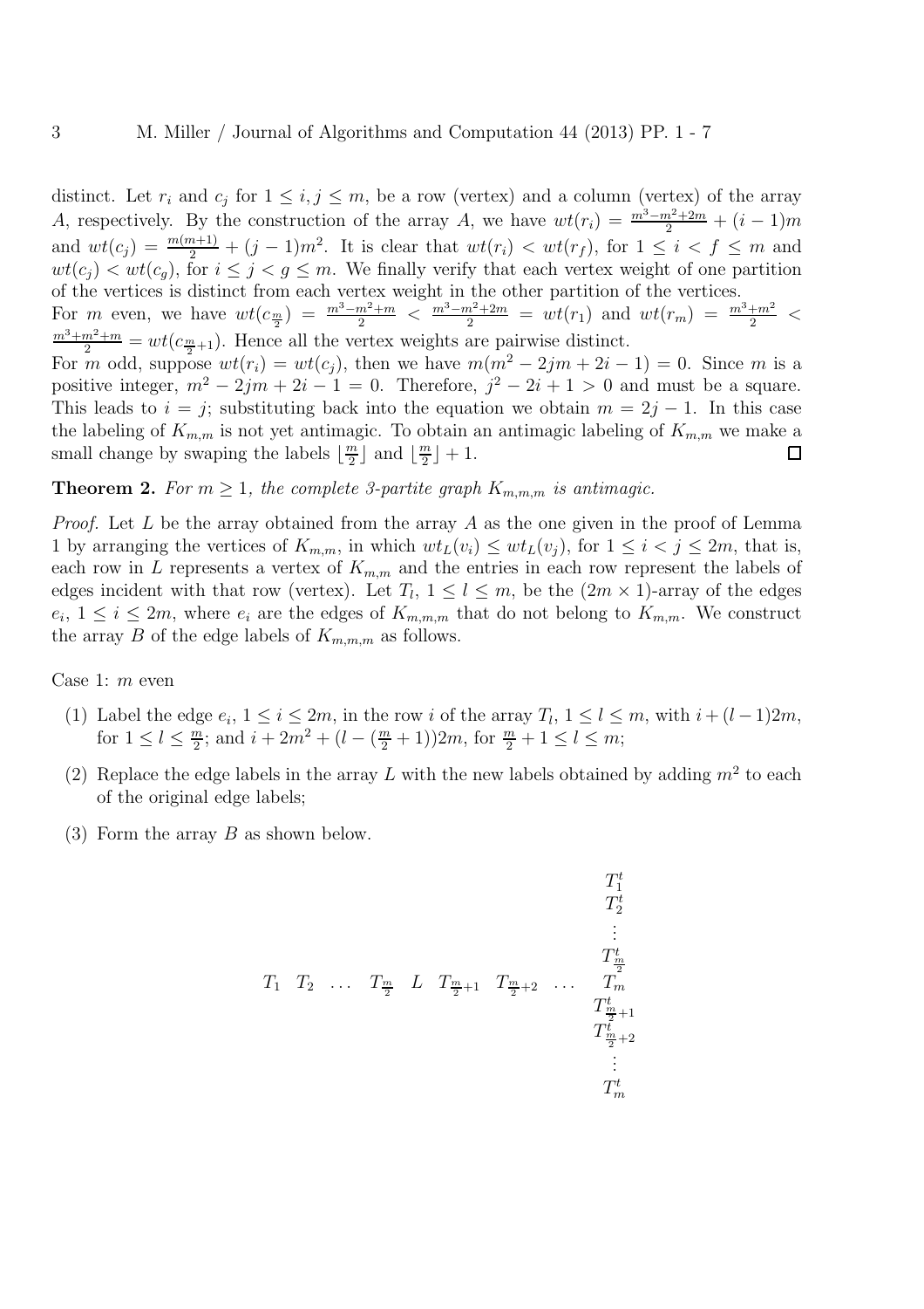distinct. Let $r_i$ and $c_j$ for $1 \le i, j \le m$, be a row (vertex) and a column (vertex) of the array $A$, respectively. By the construction of the array $A$, we have $wt(r_i) = \frac{m^3-m^2+2m}{2} + (i-1)m$ and $wt(c_j) = \frac{m(m+1)}{2} + (j-1)m^2$. It is clear that $wt(r_i) < wt(r_f)$, for $1 \le i < f \le m$ and $wt(c_j) < wt(c_g)$, for $i \le j < g \le m$. We finally verify that each vertex weight of one partition of the vertices is distinct from each vertex weight in the other partition of the vertices.

For $m$ even, we have $wt(c_{\frac{m}{2}}) = \frac{m^3-m^2+m}{2} < \frac{m^3-m^2+2m}{2} = wt(r_1)$ and $wt(r_m) = \frac{m^3+m^2}{2} < \frac{m^3+m^2+m}{2} = wt(c_{\frac{m}{2}+1})$. Hence all the vertex weights are pairwise distinct.

For $m$ odd, suppose $wt(r_i) = wt(c_j)$, then we have $m(m^2 - 2jm + 2i - 1) = 0$. Since $m$ is a positive integer, $m^2 - 2jm + 2i - 1 = 0$. Therefore, $j^2 - 2i + 1 > 0$ and must be a square. This leads to $i = j$; substituting back into the equation we obtain $m = 2j - 1$. In this case the labeling of $K_{m,m}$ is not yet antimagic. To obtain an antimagic labeling of $K_{m,m}$ we make a small change by swaping the labels $\lfloor \frac{m}{2} \rfloor$ and $\lfloor \frac{m}{2} \rfloor + 1$. □

**Theorem 2.** *For $m \ge 1$, the complete 3-partite graph $K_{m,m,m}$ is antimagic.*

*Proof.* Let $L$ be the array obtained from the array $A$ as the one given in the proof of Lemma 1 by arranging the vertices of $K_{m,m}$, in which $wt_L(v_i) \le wt_L(v_j)$, for $1 \le i < j \le 2m$, that is, each row in $L$ represents a vertex of $K_{m,m}$ and the entries in each row represent the labels of edges incident with that row (vertex). Let $T_l$, $1 \le l \le m$, be the $(2m \times 1)$-array of the edges $e_i$, $1 \le i \le 2m$, where $e_i$ are the edges of $K_{m,m,m}$ that do not belong to $K_{m,m}$. We construct the array $B$ of the edge labels of $K_{m,m,m}$ as follows.

Case 1: $m$ even

1. Label the edge $e_i$, $1 \le i \le 2m$, in the row $i$ of the array $T_l$, $1 \le l \le m$, with $i + (l-1)2m$, for $1 \le l \le \frac{m}{2}$; and $i + 2m^2 + (l - (\frac{m}{2} + 1))2m$, for $\frac{m}{2} + 1 \le l \le m$;
2. Replace the edge labels in the array $L$ with the new labels obtained by adding $m^2$ to each of the original edge labels;
3. Form the array $B$ as shown below.

$$\begin{array}{ccccccccc}
 & & & & & & & & T_1^t \\
 & & & & & & & & T_2^t \\
 & & & & & & & & \vdots \\
 & & & & & & & & T_{\frac{m}{2}}^t \\
T_1 & T_2 & \ldots & T_{\frac{m}{2}} & L & T_{\frac{m}{2}+1} & T_{\frac{m}{2}+2} & \ldots & T_m \\
 & & & & & & & & T_{\frac{m}{2}+1}^t \\
 & & & & & & & & T_{\frac{m}{2}+2}^t \\
 & & & & & & & & \vdots \\
 & & & & & & & & T_m^t
\end{array}$$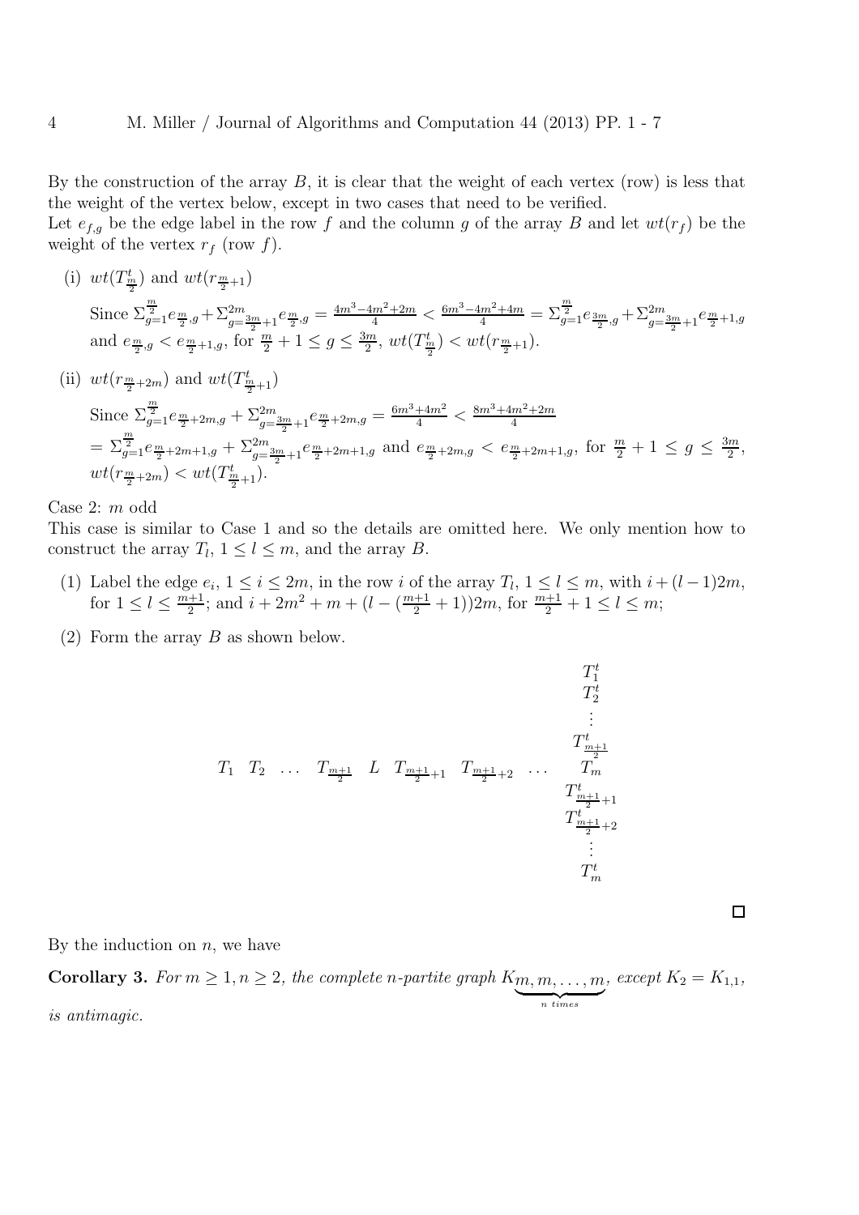By the construction of the array $B$, it is clear that the weight of each vertex (row) is less that the weight of the vertex below, except in two cases that need to be verified.

Let $e_{f,g}$ be the edge label in the row $f$ and the column $g$ of the array $B$ and let $wt(r_f)$ be the weight of the vertex $r_f$ (row $f$).

(i) $wt(T^t_{\frac{m}{2}})$ and $wt(r_{\frac{m}{2}+1})$

Since $\Sigma_{g=1}^{\frac{m}{2}} e_{\frac{m}{2},g} + \Sigma_{g=\frac{3m}{2}+1}^{2m} e_{\frac{m}{2},g} = \frac{4m^3-4m^2+2m}{4} < \frac{6m^3-4m^2+4m}{4} = \Sigma_{g=1}^{\frac{m}{2}} e_{\frac{3m}{2},g} + \Sigma_{g=\frac{3m}{2}+1}^{2m} e_{\frac{m}{2}+1,g}$ and $e_{\frac{m}{2},g} < e_{\frac{m}{2}+1,g}$, for $\frac{m}{2}+1 \leq g \leq \frac{3m}{2}$, $wt(T^t_{\frac{m}{2}}) < wt(r_{\frac{m}{2}+1})$.

(ii) $wt(r_{\frac{m}{2}+2m})$ and $wt(T^t_{\frac{m}{2}+1})$

Since $\Sigma_{g=1}^{\frac{m}{2}} e_{\frac{m}{2}+2m,g} + \Sigma_{g=\frac{3m}{2}+1}^{2m} e_{\frac{m}{2}+2m,g} = \frac{6m^3+4m^2}{4} < \frac{8m^3+4m^2+2m}{4}$ $= \Sigma_{g=1}^{\frac{m}{2}} e_{\frac{m}{2}+2m+1,g} + \Sigma_{g=\frac{3m}{2}+1}^{2m} e_{\frac{m}{2}+2m+1,g}$ and $e_{\frac{m}{2}+2m,g} < e_{\frac{m}{2}+2m+1,g}$, for $\frac{m}{2}+1 \leq g \leq \frac{3m}{2}$, $wt(r_{\frac{m}{2}+2m}) < wt(T^t_{\frac{m}{2}+1})$.

Case 2: $m$ odd

This case is similar to Case 1 and so the details are omitted here. We only mention how to construct the array $T_l$, $1 \leq l \leq m$, and the array $B$.

(1) Label the edge $e_i$, $1 \leq i \leq 2m$, in the row $i$ of the array $T_l$, $1 \leq l \leq m$, with $i + (l-1)2m$, for $1 \leq l \leq \frac{m+1}{2}$; and $i + 2m^2 + m + (l - (\frac{m+1}{2}+1))2m$, for $\frac{m+1}{2}+1 \leq l \leq m$;

(2) Form the array $B$ as shown below.

$$
\begin{array}{cccccccccc}
 & & & & & & & & T_1^t & \\
 & & & & & & & & T_2^t & \\
 & & & & & & & & \vdots & \\
 & & & & & & & & T^t_{\frac{m+1}{2}} & \\
T_1 & T_2 & \ldots & T_{\frac{m+1}{2}} & L & T_{\frac{m+1}{2}+1} & T_{\frac{m+1}{2}+2} & \ldots & T_m & \\
 & & & & & & & & T^t_{\frac{m+1}{2}+1} & \\
 & & & & & & & & T^t_{\frac{m+1}{2}+2} & \\
 & & & & & & & & \vdots & \\
 & & & & & & & & T_m^t &
\end{array}
$$

□

By the induction on $n$, we have

**Corollary 3.** *For $m \geq 1, n \geq 2$, the complete $n$-partite graph $K_{\underbrace{m, m, \ldots, m}_{n \text{ times}}}$, except $K_2 = K_{1,1}$, is antimagic.*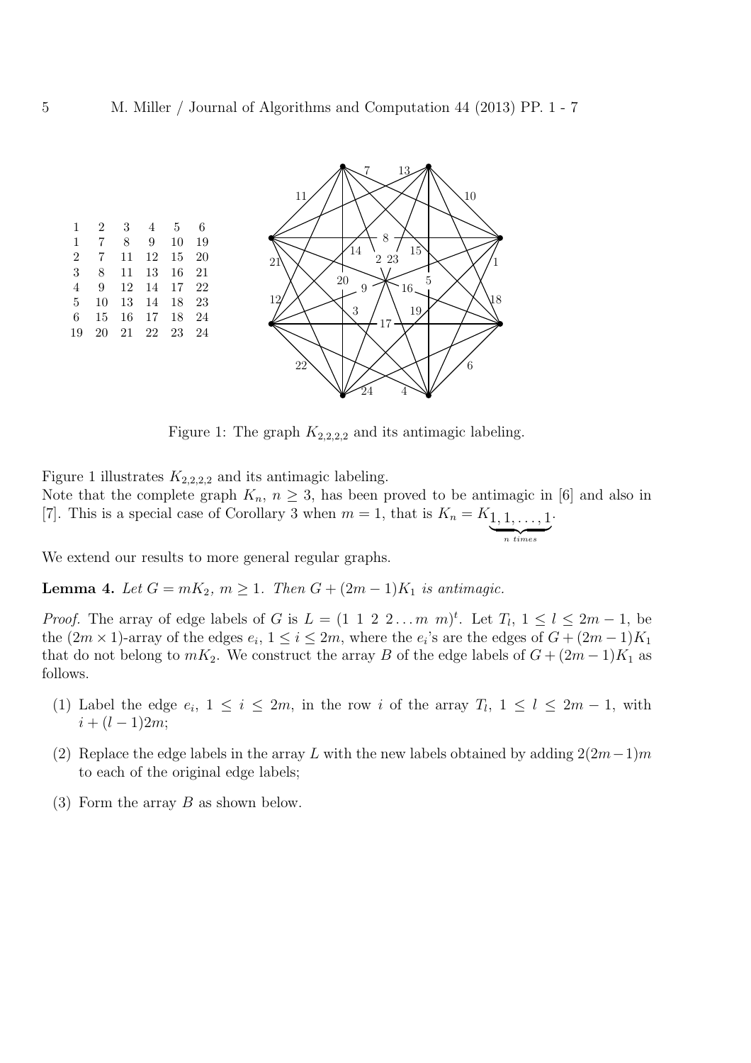| 1 | 2 | 3 | 4 | 5 | 6 |
|---|---|---|---|---|---|
| 1 | 7 | 8 | 9 | 10 | 19 |
| 2 | 7 | 11 | 12 | 15 | 20 |
| 3 | 8 | 11 | 13 | 16 | 21 |
| 4 | 9 | 12 | 14 | 17 | 22 |
| 5 | 10 | 13 | 14 | 18 | 23 |
| 6 | 15 | 16 | 17 | 18 | 24 |
| 19 | 20 | 21 | 22 | 23 | 24 |

Figure 1: The graph $K_{2,2,2,2}$ and its antimagic labeling.

Figure 1 illustrates $K_{2,2,2,2}$ and its antimagic labeling.
Note that the complete graph $K_n$, $n \geq 3$, has been proved to be antimagic in [6] and also in [7]. This is a special case of Corollary 3 when $m = 1$, that is $K_n = K_{\underbrace{1, 1, \ldots, 1}_{n\ times}}$.

We extend our results to more general regular graphs.

**Lemma 4.** *Let $G = mK_2$, $m \geq 1$. Then $G + (2m-1)K_1$ is antimagic.*

*Proof.* The array of edge labels of $G$ is $L = (1\ 1\ 2\ 2 \ldots m\ m)^t$. Let $T_l$, $1 \leq l \leq 2m-1$, be the $(2m \times 1)$-array of the edges $e_i$, $1 \leq i \leq 2m$, where the $e_i$'s are the edges of $G + (2m-1)K_1$ that do not belong to $mK_2$. We construct the array $B$ of the edge labels of $G + (2m-1)K_1$ as follows.

1. Label the edge $e_i$, $1 \leq i \leq 2m$, in the row $i$ of the array $T_l$, $1 \leq l \leq 2m-1$, with $i + (l-1)2m$;
2. Replace the edge labels in the array $L$ with the new labels obtained by adding $2(2m-1)m$ to each of the original edge labels;
3. Form the array $B$ as shown below.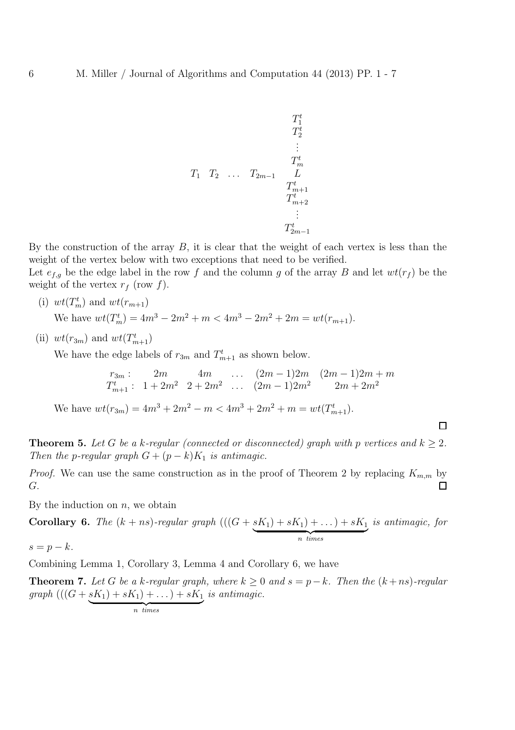$$
\begin{array}{cccc c}
 & & & & T_1^t \\
 & & & & T_2^t \\
 & & & & \vdots \\
 & & & & T_m^t \\
T_1 & T_2 & \dots & T_{2m-1} & L \\
 & & & & T_{m+1}^t \\
 & & & & T_{m+2}^t \\
 & & & & \vdots \\
 & & & & T_{2m-1}^t
\end{array}
$$

By the construction of the array $B$, it is clear that the weight of each vertex is less than the weight of the vertex below with two exceptions that need to be verified.

Let $e_{f,g}$ be the edge label in the row $f$ and the column $g$ of the array $B$ and let $wt(r_f)$ be the weight of the vertex $r_f$ (row $f$).

(i) $wt(T_m^t)$ and $wt(r_{m+1})$

We have $wt(T_m^t) = 4m^3 - 2m^2 + m < 4m^3 - 2m^2 + 2m = wt(r_{m+1})$.

(ii) $wt(r_{3m})$ and $wt(T_{m+1}^t)$

We have the edge labels of $r_{3m}$ and $T_{m+1}^t$ as shown below.

$$
\begin{array}{rccccc}
r_{3m}: & 2m & 4m & \dots & (2m-1)2m & (2m-1)2m+m \\
T_{m+1}^t: & 1+2m^2 & 2+2m^2 & \dots & (2m-1)2m^2 & 2m+2m^2
\end{array}
$$

We have $wt(r_{3m}) = 4m^3 + 2m^2 - m < 4m^3 + 2m^2 + m = wt(T_{m+1}^t)$. □

**Theorem 5.** *Let $G$ be a $k$-regular (connected or disconnected) graph with $p$ vertices and $k \geq 2$. Then the $p$-regular graph $G + (p-k)K_1$ is antimagic.*

*Proof.* We can use the same construction as in the proof of Theorem 2 by replacing $K_{m,m}$ by $G$. □

By the induction on $n$, we obtain

**Corollary 6.** *The $(k+ns)$-regular graph $(((G + \underbrace{sK_1) + sK_1) + \dots) + sK_1}_{n \text{ times}}$ is antimagic, for $s = p - k$.*

Combining Lemma 1, Corollary 3, Lemma 4 and Corollary 6, we have

**Theorem 7.** *Let $G$ be a $k$-regular graph, where $k \geq 0$ and $s = p-k$. Then the $(k+ns)$-regular graph $(((G + \underbrace{sK_1) + sK_1) + \dots) + sK_1}_{n \text{ times}}$ is antimagic.*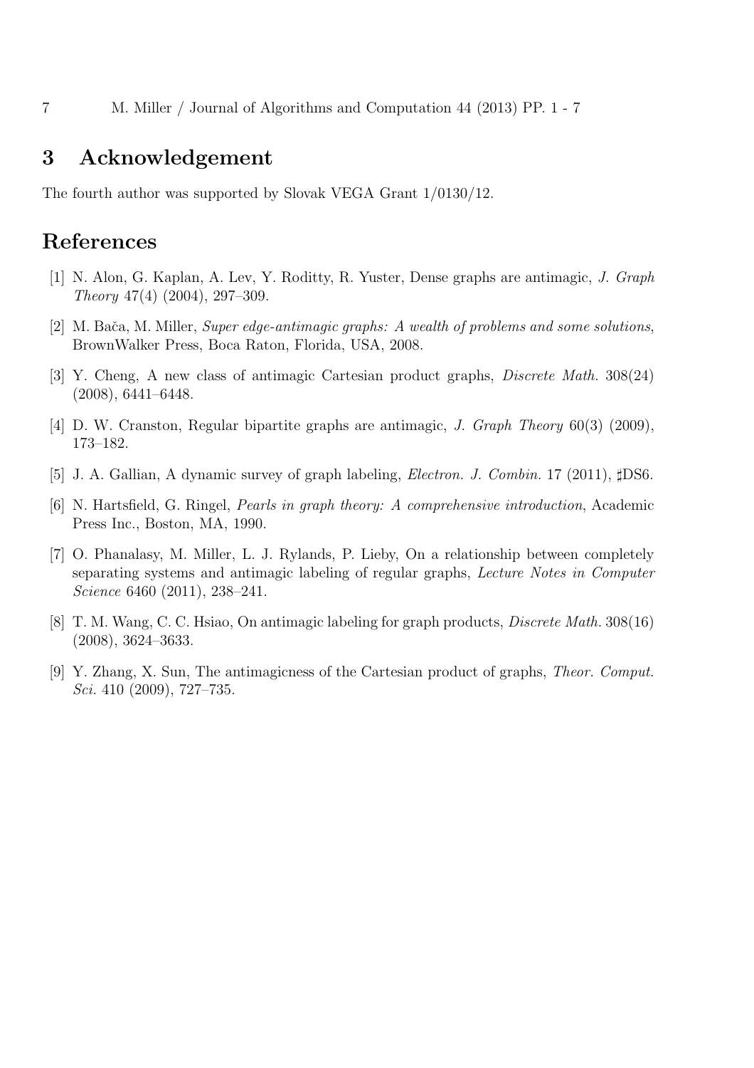## 3 Acknowledgement

The fourth author was supported by Slovak VEGA Grant 1/0130/12.

## References

[1] N. Alon, G. Kaplan, A. Lev, Y. Roditty, R. Yuster, Dense graphs are antimagic, *J. Graph Theory* 47(4) (2004), 297–309.

[2] M. Bača, M. Miller, *Super edge-antimagic graphs: A wealth of problems and some solutions*, BrownWalker Press, Boca Raton, Florida, USA, 2008.

[3] Y. Cheng, A new class of antimagic Cartesian product graphs, *Discrete Math.* 308(24) (2008), 6441–6448.

[4] D. W. Cranston, Regular bipartite graphs are antimagic, *J. Graph Theory* 60(3) (2009), 173–182.

[5] J. A. Gallian, A dynamic survey of graph labeling, *Electron. J. Combin.* 17 (2011), ♯DS6.

[6] N. Hartsfield, G. Ringel, *Pearls in graph theory: A comprehensive introduction*, Academic Press Inc., Boston, MA, 1990.

[7] O. Phanalasy, M. Miller, L. J. Rylands, P. Lieby, On a relationship between completely separating systems and antimagic labeling of regular graphs, *Lecture Notes in Computer Science* 6460 (2011), 238–241.

[8] T. M. Wang, C. C. Hsiao, On antimagic labeling for graph products, *Discrete Math.* 308(16) (2008), 3624–3633.

[9] Y. Zhang, X. Sun, The antimagicness of the Cartesian product of graphs, *Theor. Comput. Sci.* 410 (2009), 727–735.